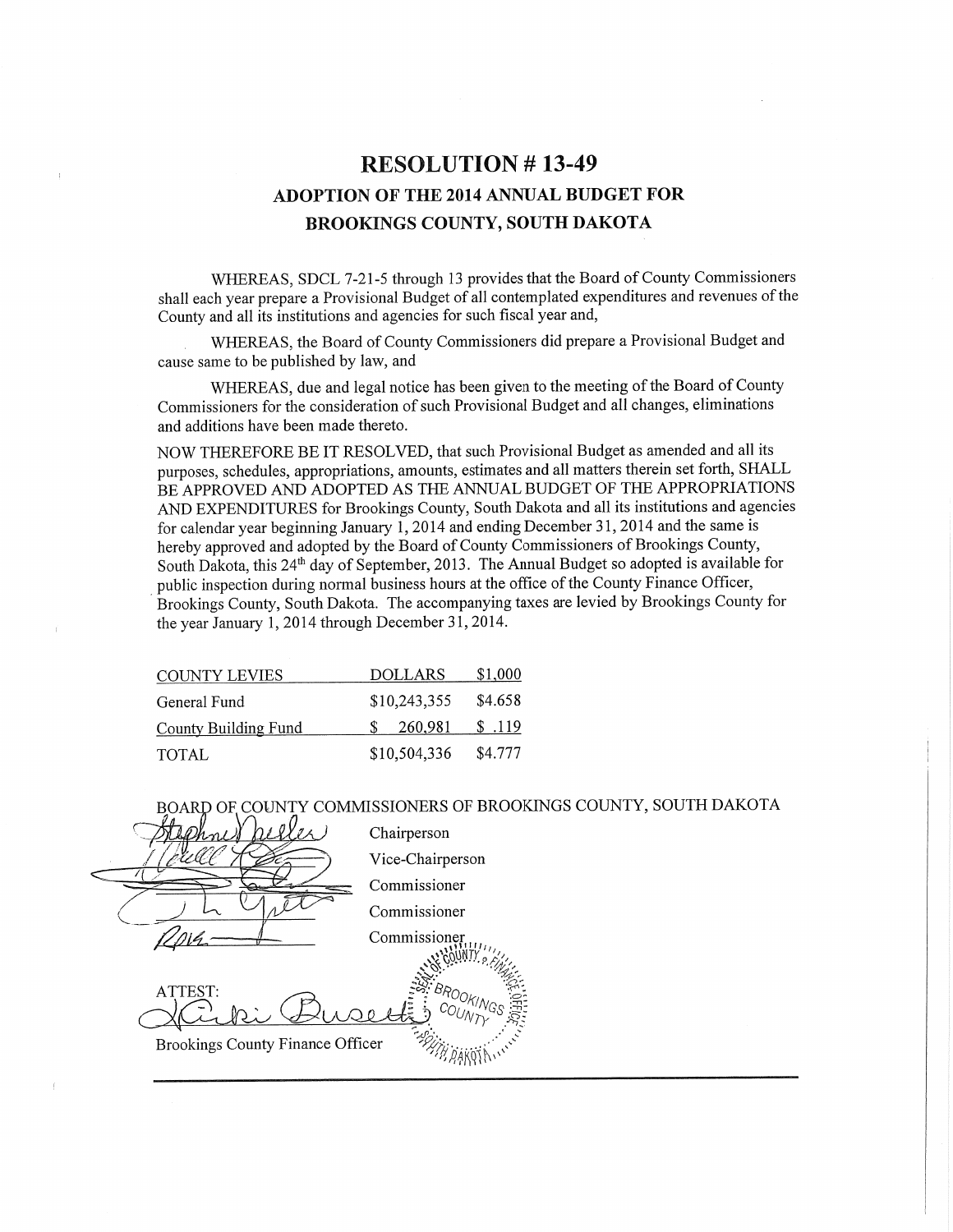# RESOLUTION # 13-49

## ADOPTION OF THE 2014 ANNUAL BUDGET FOR BROOKINGS COUNTY, SOUTH DAKOTA

WHEREAS, SDCL 7-21-5 through 13 provides that the Board of County Commissioners shall each year prepare a Provisional Budget of all contemplated expenditures and revenues of the County and all its institutions and agencies for such fiscal year and,

WHEREAS, the Board of County Commissioners did prepare a Provisional Budget and cause same to be published by law, and

WHEREAS, due and legal notice has been given to the meeting of the Board of County Commissioners for the consideration of such Provisional Budget and all changes, eliminations and additions have been made thereto.

NOW THEREFORE BE IT RESOLVED, that such Provisional Budget as amended and all its purposes, schedules, appropriations, amounts, estimates and all matters therein set forth, SHALL BE APPROVED AND ADOPTED AS THE ANNUAL BUDGET OF THE APPROPRIATIONS AND EXPENDITURES for Brookings County, South Dakota and all its institutions and agencies for calendar year beginning January 1, 2014 and ending December 31, 2014 and the same is hereby approved and adopted by the Board of County Commissioners of Brookings County, South Dakota, this 24th day of September, 2013. The Annual Budget so adopted is available for public inspection during normal business hours at the office of the County Finance Officer, Brookings County, South Dakota. The accompanying taxes are levied by Brookings County for the year January 1, 2014 through December 31, 2014.

| COUNTY LEVIES | DOLLARS | $1,000 |
|---|---|---|
| General Fund | $10,243,355 | $4.658 |
| County Building Fund | $ 260,981 | $ .119 |
| TOTAL | $10,504,336 | $4.777 |

BOARD OF COUNTY COMMISSIONERS OF BROOKINGS COUNTY, SOUTH DAKOTA

_______________ Chairperson

_______________ Vice-Chairperson

_______________ Commissioner

_______________ Commissioner

_______________ Commissioner

ATTEST:

_______________

Brookings County Finance Officer

SEAL OF BROOKINGS COUNTY FINANCE OFFICE SOUTH DAKOTA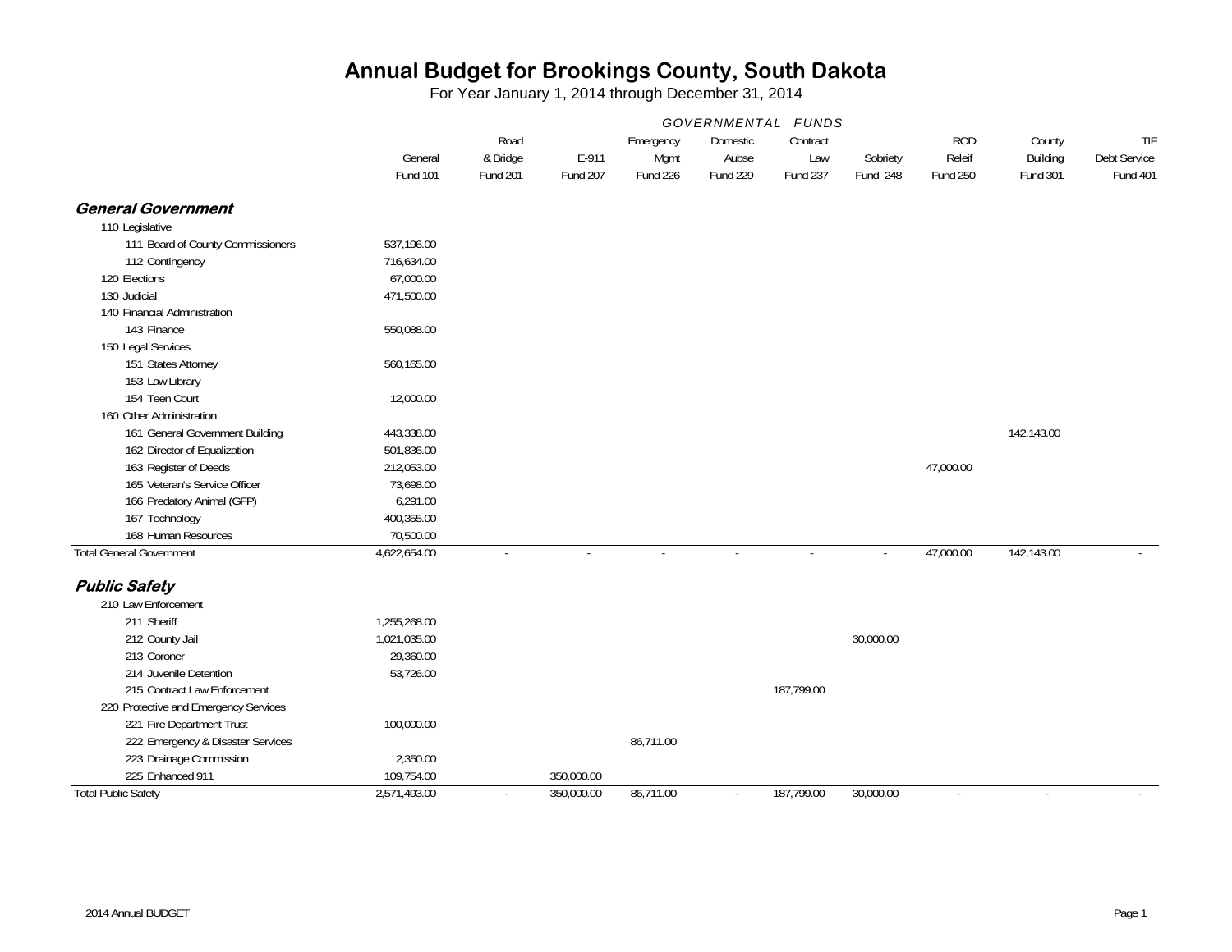# Annual Budget for Brookings County, South Dakota

For Year January 1, 2014 through December 31, 2014

| | GOVERNMENTAL FUNDS | | | | | | | | | |
|---|---|---|---|---|---|---|---|---|---|---|
| | General Fund 101 | Road & Bridge Fund 201 | E-911 Fund 207 | Emergency Mgmt Fund 226 | Domestic Aubse Fund 229 | Contract Law Fund 237 | Sobriety Fund 248 | ROD Releif Fund 250 | County Building Fund 301 | TIF Debt Service Fund 401 |
| ***General Government*** | | | | | | | | | | |
| 110 Legislative | | | | | | | | | | |
| 111 Board of County Commissioners | 537,196.00 | | | | | | | | | |
| 112 Contingency | 716,634.00 | | | | | | | | | |
| 120 Elections | 67,000.00 | | | | | | | | | |
| 130 Judicial | 471,500.00 | | | | | | | | | |
| 140 Financial Administration | | | | | | | | | | |
| 143 Finance | 550,088.00 | | | | | | | | | |
| 150 Legal Services | | | | | | | | | | |
| 151 States Attorney | 560,165.00 | | | | | | | | | |
| 153 Law Library | | | | | | | | | | |
| 154 Teen Court | 12,000.00 | | | | | | | | | |
| 160 Other Administration | | | | | | | | | | |
| 161 General Government Building | 443,338.00 | | | | | | | | 142,143.00 | |
| 162 Director of Equalization | 501,836.00 | | | | | | | | | |
| 163 Register of Deeds | 212,053.00 | | | | | | | 47,000.00 | | |
| 165 Veteran's Service Officer | 73,698.00 | | | | | | | | | |
| 166 Predatory Animal (GFP) | 6,291.00 | | | | | | | | | |
| 167 Technology | 400,355.00 | | | | | | | | | |
| 168 Human Resources | 70,500.00 | | | | | | | | | |
| Total General Government | 4,622,654.00 | - | - | - | - | - | - | 47,000.00 | 142,143.00 | - |
| ***Public Safety*** | | | | | | | | | | |
| 210 Law Enforcement | | | | | | | | | | |
| 211 Sheriff | 1,255,268.00 | | | | | | | | | |
| 212 County Jail | 1,021,035.00 | | | | | | 30,000.00 | | | |
| 213 Coroner | 29,360.00 | | | | | | | | | |
| 214 Juvenile Detention | 53,726.00 | | | | | | | | | |
| 215 Contract Law Enforcement | | | | | | 187,799.00 | | | | |
| 220 Protective and Emergency Services | | | | | | | | | | |
| 221 Fire Department Trust | 100,000.00 | | | | | | | | | |
| 222 Emergency & Disaster Services | | | | 86,711.00 | | | | | | |
| 223 Drainage Commission | 2,350.00 | | | | | | | | | |
| 225 Enhanced 911 | 109,754.00 | | 350,000.00 | | | | | | | |
| Total Public Safety | 2,571,493.00 | - | 350,000.00 | 86,711.00 | - | 187,799.00 | 30,000.00 | - | - | - |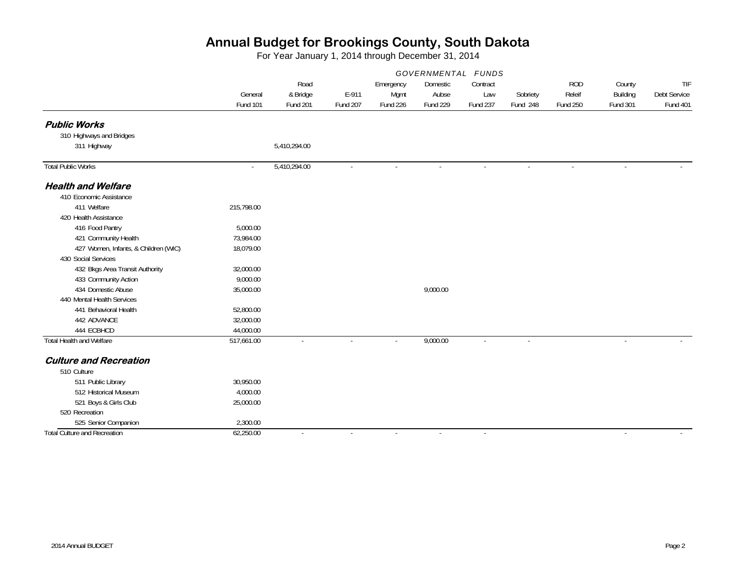# Annual Budget for Brookings County, South Dakota

For Year January 1, 2014 through December 31, 2014

| | GOVERNMENTAL FUNDS | | | | | | | | | |
|---|---|---|---|---|---|---|---|---|---|---|
| | General Fund 101 | Road & Bridge Fund 201 | E-911 Fund 207 | Emergency Mgmt Fund 226 | Domestic Aubse Fund 229 | Contract Law Fund 237 | Sobriety Fund 248 | ROD Releif Fund 250 | County Building Fund 301 | TIF Debt Service Fund 401 |
| ***Public Works*** | | | | | | | | | | |
| 310 Highways and Bridges | | | | | | | | | | |
| 311 Highway | | 5,410,294.00 | | | | | | | | |
| Total Public Works | - | 5,410,294.00 | - | - | - | - | - | - | - | - |
| ***Health and Welfare*** | | | | | | | | | | |
| 410 Economic Assistance | | | | | | | | | | |
| 411 Welfare | 215,798.00 | | | | | | | | | |
| 420 Health Assistance | | | | | | | | | | |
| 416 Food Pantry | 5,000.00 | | | | | | | | | |
| 421 Community Health | 73,984.00 | | | | | | | | | |
| 427 Women, Infants, & Children (WIC) | 18,079.00 | | | | | | | | | |
| 430 Social Services | | | | | | | | | | |
| 432 Bkgs Area Transit Authority | 32,000.00 | | | | | | | | | |
| 433 Community Action | 9,000.00 | | | | | | | | | |
| 434 Domestic Abuse | 35,000.00 | | | | 9,000.00 | | | | | |
| 440 Mental Health Services | | | | | | | | | | |
| 441 Behavioral Health | 52,800.00 | | | | | | | | | |
| 442 ADVANCE | 32,000.00 | | | | | | | | | |
| 444 ECBHCD | 44,000.00 | | | | | | | | | |
| Total Health and Welfare | 517,661.00 | - | - | - | 9,000.00 | - | - | | - | - |
| ***Culture and Recreation*** | | | | | | | | | | |
| 510 Culture | | | | | | | | | | |
| 511 Public Library | 30,950.00 | | | | | | | | | |
| 512 Historical Museum | 4,000.00 | | | | | | | | | |
| 521 Boys & Girls Club | 25,000.00 | | | | | | | | | |
| 520 Recreation | | | | | | | | | | |
| 525 Senior Companion | 2,300.00 | | | | | | | | | |
| Total Culture and Recreation | 62,250.00 | - | - | - | - | - | | | - | - |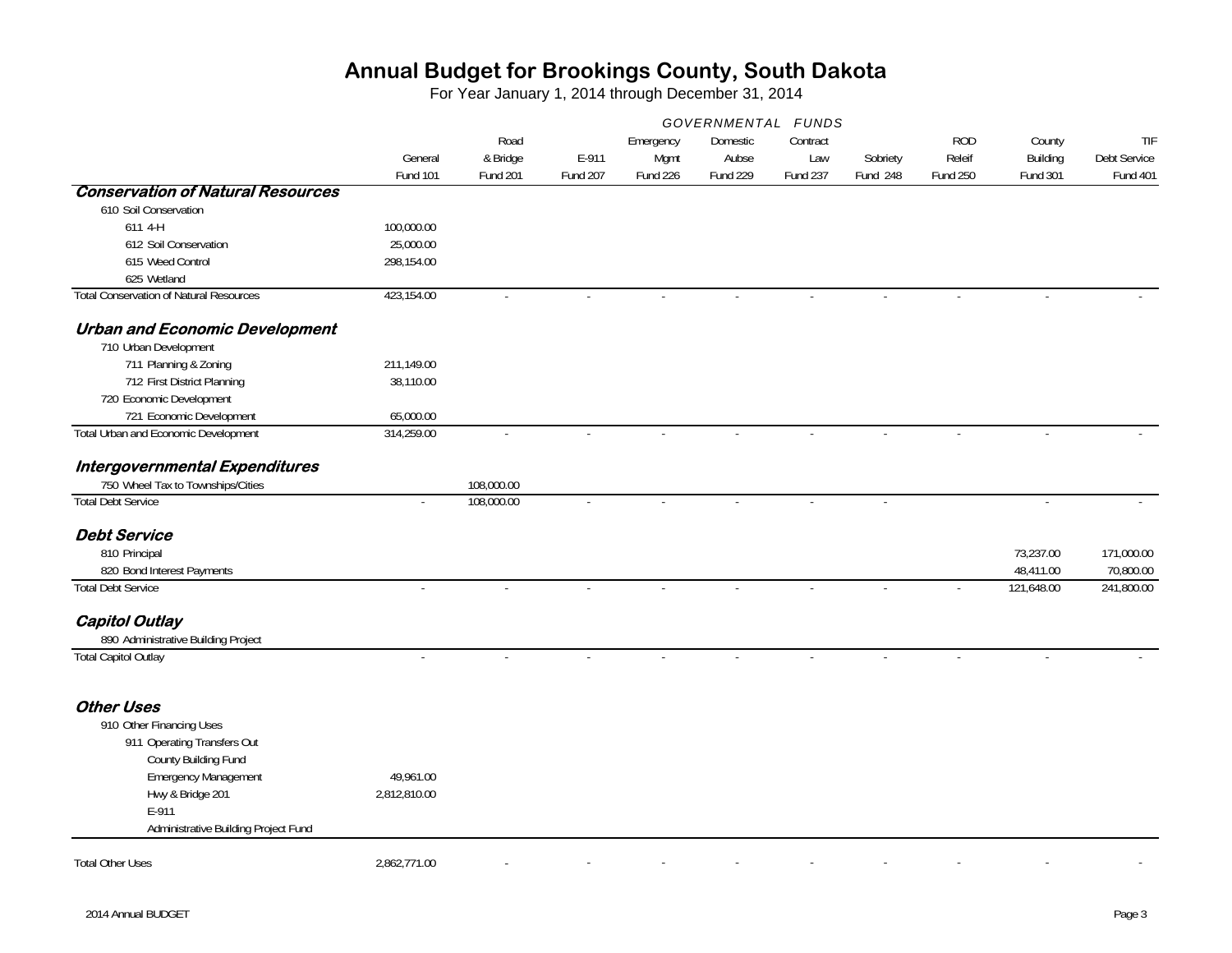# Annual Budget for Brookings County, South Dakota

For Year January 1, 2014 through December 31, 2014

| | GOVERNMENTAL FUNDS | | | | | | | | | |
|---|---|---|---|---|---|---|---|---|---|---|
| | General Fund 101 | Road & Bridge Fund 201 | E-911 Fund 207 | Emergency Mgmt Fund 226 | Domestic Aubse Fund 229 | Contract Law Fund 237 | Sobriety Fund 248 | ROD Releif Fund 250 | County Building Fund 301 | TIF Debt Service Fund 401 |
| ***Conservation of Natural Resources*** | | | | | | | | | | |
| 610 Soil Conservation | | | | | | | | | | |
| 611 4-H | 100,000.00 | | | | | | | | | |
| 612 Soil Conservation | 25,000.00 | | | | | | | | | |
| 615 Weed Control | 298,154.00 | | | | | | | | | |
| 625 Wetland | | | | | | | | | | |
| Total Conservation of Natural Resources | 423,154.00 | - | - | - | - | - | - | - | - | - |
| ***Urban and Economic Development*** | | | | | | | | | | |
| 710 Urban Development | | | | | | | | | | |
| 711 Planning & Zoning | 211,149.00 | | | | | | | | | |
| 712 First District Planning | 38,110.00 | | | | | | | | | |
| 720 Economic Development | | | | | | | | | | |
| 721 Economic Development | 65,000.00 | | | | | | | | | |
| Total Urban and Economic Development | 314,259.00 | - | - | - | - | - | - | - | - | - |
| ***Intergovernmental Expenditures*** | | | | | | | | | | |
| 750 Wheel Tax to Townships/Cities | | 108,000.00 | | | | | | | | |
| Total Debt Service | - | 108,000.00 | - | - | - | - | - | | - | - |
| ***Debt Service*** | | | | | | | | | | |
| 810 Principal | | | | | | | | | 73,237.00 | 171,000.00 |
| 820 Bond Interest Payments | | | | | | | | | 48,411.00 | 70,800.00 |
| Total Debt Service | - | - | - | - | - | - | - | - | 121,648.00 | 241,800.00 |
| ***Capitol Outlay*** | | | | | | | | | | |
| 890 Administrative Building Project | | | | | | | | | | |
| Total Capitol Outlay | - | - | - | - | - | - | - | - | - | - |
| ***Other Uses*** | | | | | | | | | | |
| 910 Other Financing Uses | | | | | | | | | | |
| 911 Operating Transfers Out | | | | | | | | | | |
| County Building Fund | | | | | | | | | | |
| Emergency Management | 49,961.00 | | | | | | | | | |
| Hwy & Bridge 201 | 2,812,810.00 | | | | | | | | | |
| E-911 | | | | | | | | | | |
| Administrative Building Project Fund | | | | | | | | | | |
| Total Other Uses | 2,862,771.00 | - | - | - | - | - | - | - | - | - |

2014 Annual BUDGET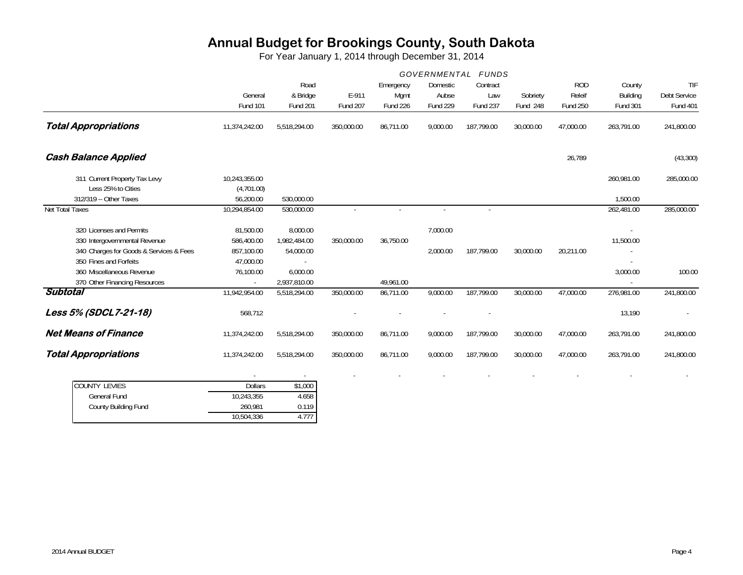# Annual Budget for Brookings County, South Dakota

For Year January 1, 2014 through December 31, 2014

| | GOVERNMENTAL FUNDS | | | | | | | | | |
|---|---|---|---|---|---|---|---|---|---|---|
| | General Fund 101 | Road & Bridge Fund 201 | E-911 Fund 207 | Emergency Mgmt Fund 226 | Domestic Aubse Fund 229 | Contract Law Fund 237 | Sobriety Fund 248 | ROD Releif Fund 250 | County Building Fund 301 | TIF Debt Service Fund 401 |
| ***Total Appropriations*** | 11,374,242.00 | 5,518,294.00 | 350,000.00 | 86,711.00 | 9,000.00 | 187,799.00 | 30,000.00 | 47,000.00 | 263,791.00 | 241,800.00 |
| ***Cash Balance Applied*** | | | | | | | | 26,789 | | (43,300) |
| 311 Current Property Tax Levy | 10,243,355.00 | | | | | | | | 260,981.00 | 285,000.00 |
| Less 25% to Cities | (4,701.00) | | | | | | | | | |
| 312/319 -- Other Taxes | 56,200.00 | 530,000.00 | | | | | | | 1,500.00 | |
| Net Total Taxes | 10,294,854.00 | 530,000.00 | - | - | - | - | | | 262,481.00 | 285,000.00 |
| 320 Licenses and Permits | 81,500.00 | 8,000.00 | | | 7,000.00 | | | | - | |
| 330 Intergovernmental Revenue | 586,400.00 | 1,982,484.00 | 350,000.00 | 36,750.00 | | | | | 11,500.00 | |
| 340 Charges for Goods & Services & Fees | 857,100.00 | 54,000.00 | | | 2,000.00 | 187,799.00 | 30,000.00 | 20,211.00 | - | |
| 350 Fines and Forfeits | 47,000.00 | - | | | | | | | - | |
| 360 Miscellaneous Revenue | 76,100.00 | 6,000.00 | | | | | | | 3,000.00 | 100.00 |
| 370 Other Financing Resources | - | 2,937,810.00 | | 49,961.00 | | | | | - | |
| ***Subtotal*** | 11,942,954.00 | 5,518,294.00 | 350,000.00 | 86,711.00 | 9,000.00 | 187,799.00 | 30,000.00 | 47,000.00 | 276,981.00 | 241,800.00 |
| ***Less 5% (SDCL7-21-18)*** | 568,712 | | - | - | - | - | | | 13,190 | - |
| ***Net Means of Finance*** | 11,374,242.00 | 5,518,294.00 | 350,000.00 | 86,711.00 | 9,000.00 | 187,799.00 | 30,000.00 | 47,000.00 | 263,791.00 | 241,800.00 |
| ***Total Appropriations*** | 11,374,242.00 | 5,518,294.00 | 350,000.00 | 86,711.00 | 9,000.00 | 187,799.00 | 30,000.00 | 47,000.00 | 263,791.00 | 241,800.00 |
| | - | - | - | - | - | - | - | - | - | - |

| COUNTY LEVIES | Dollars | $1,000 |
|---|---|---|
| General Fund | 10,243,355 | 4.658 |
| County Building Fund | 260,981 | 0.119 |
| | 10,504,336 | 4.777 |